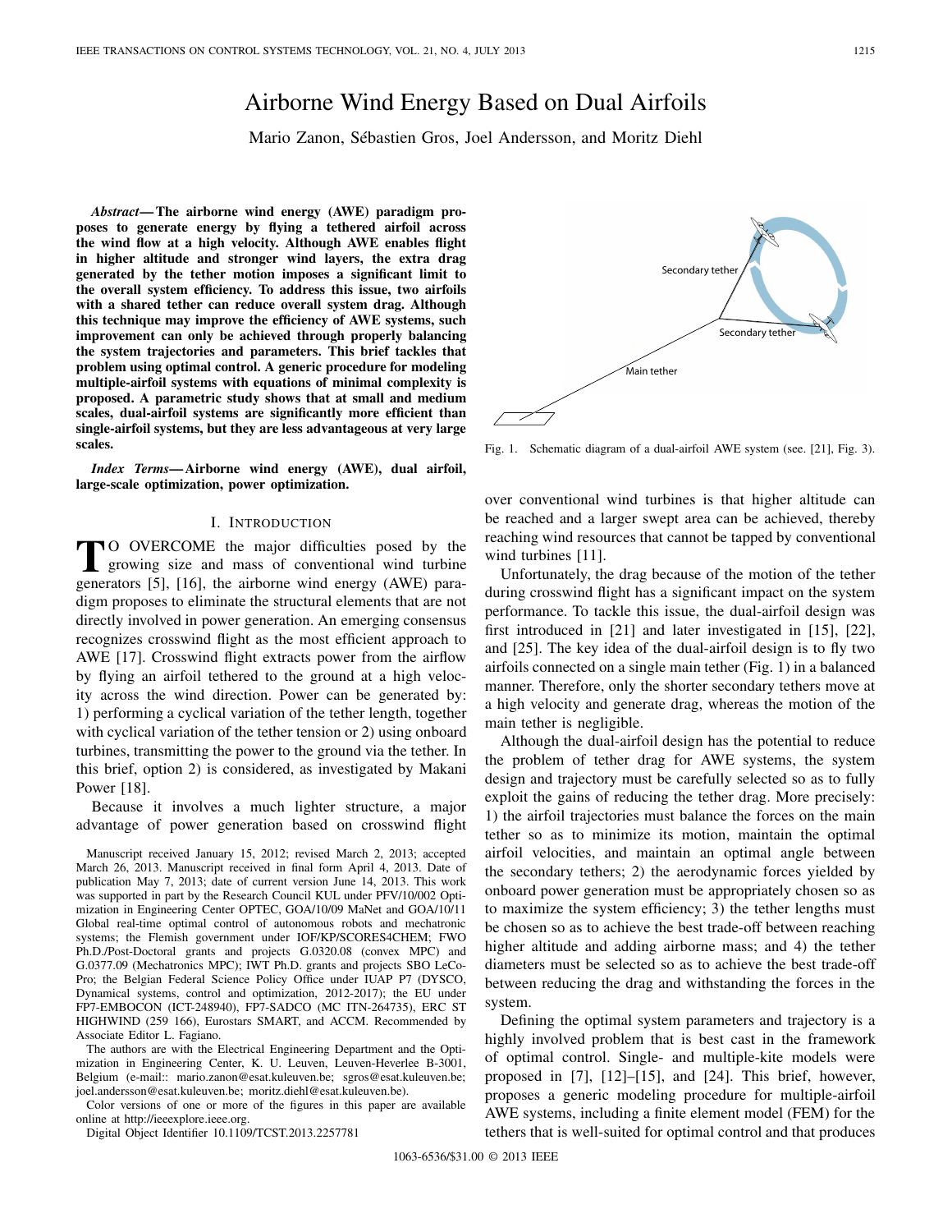# Airborne Wind Energy Based on Dual Airfoils

Mario Zanon, Sébastien Gros, Joel Andersson, and Moritz Diehl

***Abstract*— The airborne wind energy (AWE) paradigm proposes to generate energy by flying a tethered airfoil across the wind flow at a high velocity. Although AWE enables flight in higher altitude and stronger wind layers, the extra drag generated by the tether motion imposes a significant limit to the overall system efficiency. To address this issue, two airfoils with a shared tether can reduce overall system drag. Although this technique may improve the efficiency of AWE systems, such improvement can only be achieved through properly balancing the system trajectories and parameters. This brief tackles that problem using optimal control. A generic procedure for modeling multiple-airfoil systems with equations of minimal complexity is proposed. A parametric study shows that at small and medium scales, dual-airfoil systems are significantly more efficient than single-airfoil systems, but they are less advantageous at very large scales.**

***Index Terms*— Airborne wind energy (AWE), dual airfoil, large-scale optimization, power optimization.**

## I. Introduction

To overcome the major difficulties posed by the growing size and mass of conventional wind turbine generators [5], [16], the airborne wind energy (AWE) paradigm proposes to eliminate the structural elements that are not directly involved in power generation. An emerging consensus recognizes crosswind flight as the most efficient approach to AWE [17]. Crosswind flight extracts power from the airflow by flying an airfoil tethered to the ground at a high velocity across the wind direction. Power can be generated by: 1) performing a cyclical variation of the tether length, together with cyclical variation of the tether tension or 2) using onboard turbines, transmitting the power to the ground via the tether. In this brief, option 2) is considered, as investigated by Makani Power [18].

Because it involves a much lighter structure, a major advantage of power generation based on crosswind flight over conventional wind turbines is that higher altitude can be reached and a larger swept area can be achieved, thereby reaching wind resources that cannot be tapped by conventional wind turbines [11].

Unfortunately, the drag because of the motion of the tether during crosswind flight has a significant impact on the system performance. To tackle this issue, the dual-airfoil design was first introduced in [21] and later investigated in [15], [22], and [25]. The key idea of the dual-airfoil design is to fly two airfoils connected on a single main tether (Fig. 1) in a balanced manner. Therefore, only the shorter secondary tethers move at a high velocity and generate drag, whereas the motion of the main tether is negligible.

Although the dual-airfoil design has the potential to reduce the problem of tether drag for AWE systems, the system design and trajectory must be carefully selected so as to fully exploit the gains of reducing the tether drag. More precisely: 1) the airfoil trajectories must balance the forces on the main tether so as to minimize its motion, maintain the optimal airfoil velocities, and maintain an optimal angle between the secondary tethers; 2) the aerodynamic forces yielded by onboard power generation must be appropriately chosen so as to maximize the system efficiency; 3) the tether lengths must be chosen so as to achieve the best trade-off between reaching higher altitude and adding airborne mass; and 4) the tether diameters must be selected so as to achieve the best trade-off between reducing the drag and withstanding the forces in the system.

Defining the optimal system parameters and trajectory is a highly involved problem that is best cast in the framework of optimal control. Single- and multiple-kite models were proposed in [7], [12]–[15], and [24]. This brief, however, proposes a generic modeling procedure for multiple-airfoil AWE systems, including a finite element model (FEM) for the tethers that is well-suited for optimal control and that produces

Fig. 1. Schematic diagram of a dual-airfoil AWE system (see. [21], Fig. 3).

Manuscript received January 15, 2012; revised March 2, 2013; accepted March 26, 2013. Manuscript received in final form April 4, 2013. Date of publication May 7, 2013; date of current version June 14, 2013. This work was supported in part by the Research Council KUL under PFV/10/002 Optimization in Engineering Center OPTEC, GOA/10/09 MaNet and GOA/10/11 Global real-time optimal control of autonomous robots and mechatronic systems; the Flemish government under IOF/KP/SCORES4CHEM; FWO Ph.D./Post-Doctoral grants and projects G.0320.08 (convex MPC) and G.0377.09 (Mechatronics MPC); IWT Ph.D. grants and projects SBO LeCoPro; the Belgian Federal Science Policy Office under IUAP P7 (DYSCO, Dynamical systems, control and optimization, 2012-2017); the EU under FP7-EMBOCON (ICT-248940), FP7-SADCO (MC ITN-264735), ERC ST HIGHWIND (259 166), Eurostars SMART, and ACCM. Recommended by Associate Editor L. Fagiano.

The authors are with the Electrical Engineering Department and the Optimization in Engineering Center, K. U. Leuven, Leuven-Heverlee B-3001, Belgium (e-mail:: mario.zanon@esat.kuleuven.be; sgros@esat.kuleuven.be; joel.andersson@esat.kuleuven.be; moritz.diehl@esat.kuleuven.be).

Color versions of one or more of the figures in this paper are available online at http://ieeexplore.ieee.org.

Digital Object Identifier 10.1109/TCST.2013.2257781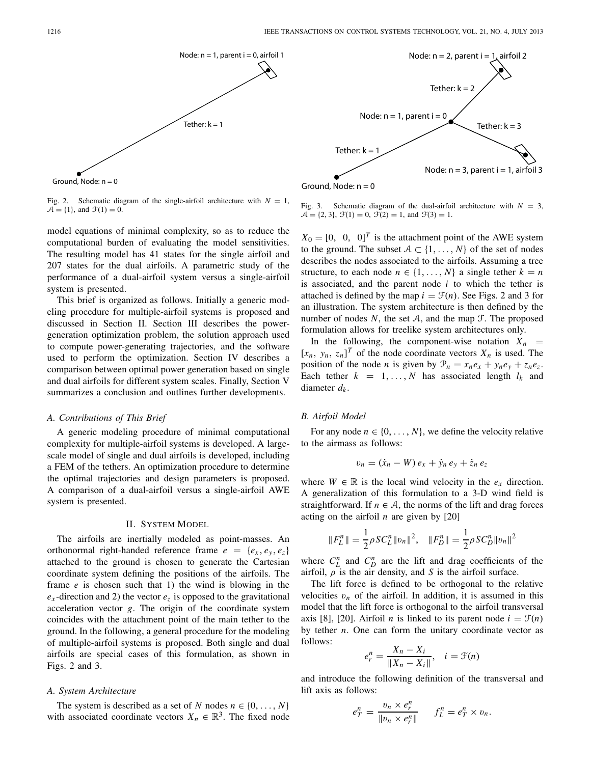Fig. 2. Schematic diagram of the single-airfoil architecture with $N = 1$, $\mathcal{A} = \{1\}$, and $\mathcal{F}(1) = 0$.

Fig. 3. Schematic diagram of the dual-airfoil architecture with $N = 3$, $\mathcal{A} = \{2, 3\}$, $\mathcal{F}(1) = 0$, $\mathcal{F}(2) = 1$, and $\mathcal{F}(3) = 1$.

model equations of minimal complexity, so as to reduce the computational burden of evaluating the model sensitivities. The resulting model has 41 states for the single airfoil and 207 states for the dual airfoils. A parametric study of the performance of a dual-airfoil system versus a single-airfoil system is presented.

This brief is organized as follows. Initially a generic modeling procedure for multiple-airfoil systems is proposed and discussed in Section II. Section III describes the power-generation optimization problem, the solution approach used to compute power-generating trajectories, and the software used to perform the optimization. Section IV describes a comparison between optimal power generation based on single and dual airfoils for different system scales. Finally, Section V summarizes a conclusion and outlines further developments.

### A. Contributions of This Brief

A generic modeling procedure of minimal computational complexity for multiple-airfoil systems is developed. A large-scale model of single and dual airfoils is developed, including a FEM of the tethers. An optimization procedure to determine the optimal trajectories and design parameters is proposed. A comparison of a dual-airfoil versus a single-airfoil AWE system is presented.

## II. System Model

The airfoils are inertially modeled as point-masses. An orthonormal right-handed reference frame $e = \{e_x, e_y, e_z\}$ attached to the ground is chosen to generate the Cartesian coordinate system defining the positions of the airfoils. The frame $e$ is chosen such that 1) the wind is blowing in the $e_x$-direction and 2) the vector $e_z$ is opposed to the gravitational acceleration vector $g$. The origin of the coordinate system coincides with the attachment point of the main tether to the ground. In the following, a general procedure for the modeling of multiple-airfoil systems is proposed. Both single and dual airfoils are special cases of this formulation, as shown in Figs. 2 and 3.

### A. System Architecture

The system is described as a set of $N$ nodes $n \in \{0, \ldots, N\}$ with associated coordinate vectors $X_n \in \mathbb{R}^3$. The fixed node $X_0 = [0,\ 0,\ 0]^T$ is the attachment point of the AWE system to the ground. The subset $\mathcal{A} \subset \{1, \ldots, N\}$ of the set of nodes describes the nodes associated to the airfoils. Assuming a tree structure, to each node $n \in \{1, \ldots, N\}$ a single tether $k = n$ is associated, and the parent node $i$ to which the tether is attached is defined by the map $i = \mathcal{F}(n)$. See Figs. 2 and 3 for an illustration. The system architecture is then defined by the number of nodes $N$, the set $\mathcal{A}$, and the map $\mathcal{F}$. The proposed formulation allows for treelike system architectures only.

In the following, the component-wise notation $X_n = [x_n,\ y_n,\ z_n]^T$ of the node coordinate vectors $X_n$ is used. The position of the node $n$ is given by $\mathcal{P}_n = x_n e_x + y_n e_y + z_n e_z$. Each tether $k = 1, \ldots, N$ has associated length $l_k$ and diameter $d_k$.

### B. Airfoil Model

For any node $n \in \{0, \ldots, N\}$, we define the velocity relative to the airmass as follows:

$$v_n = (\dot{x}_n - W)\, e_x + \dot{y}_n\, e_y + \dot{z}_n\, e_z$$

where $W \in \mathbb{R}$ is the local wind velocity in the $e_x$ direction. A generalization of this formulation to a 3-D wind field is straightforward. If $n \in \mathcal{A}$, the norms of the lift and drag forces acting on the airfoil $n$ are given by [20]

$$\|F_L^n\| = \frac{1}{2}\rho S C_L^n \|v_n\|^2, \quad \|F_D^n\| = \frac{1}{2}\rho S C_D^n \|v_n\|^2$$

where $C_L^n$ and $C_D^n$ are the lift and drag coefficients of the airfoil, $\rho$ is the air density, and $S$ is the airfoil surface.

The lift force is defined to be orthogonal to the relative velocities $v_n$ of the airfoil. In addition, it is assumed in this model that the lift force is orthogonal to the airfoil transversal axis [8], [20]. Airfoil $n$ is linked to its parent node $i = \mathcal{F}(n)$ by tether $n$. One can form the unitary coordinate vector as follows:

$$e_r^n = \frac{X_n - X_i}{\|X_n - X_i\|}, \quad i = \mathcal{F}(n)$$

and introduce the following definition of the transversal and lift axis as follows:

$$e_T^n = \frac{v_n \times e_r^n}{\|v_n \times e_r^n\|} \qquad f_L^n = e_T^n \times v_n.$$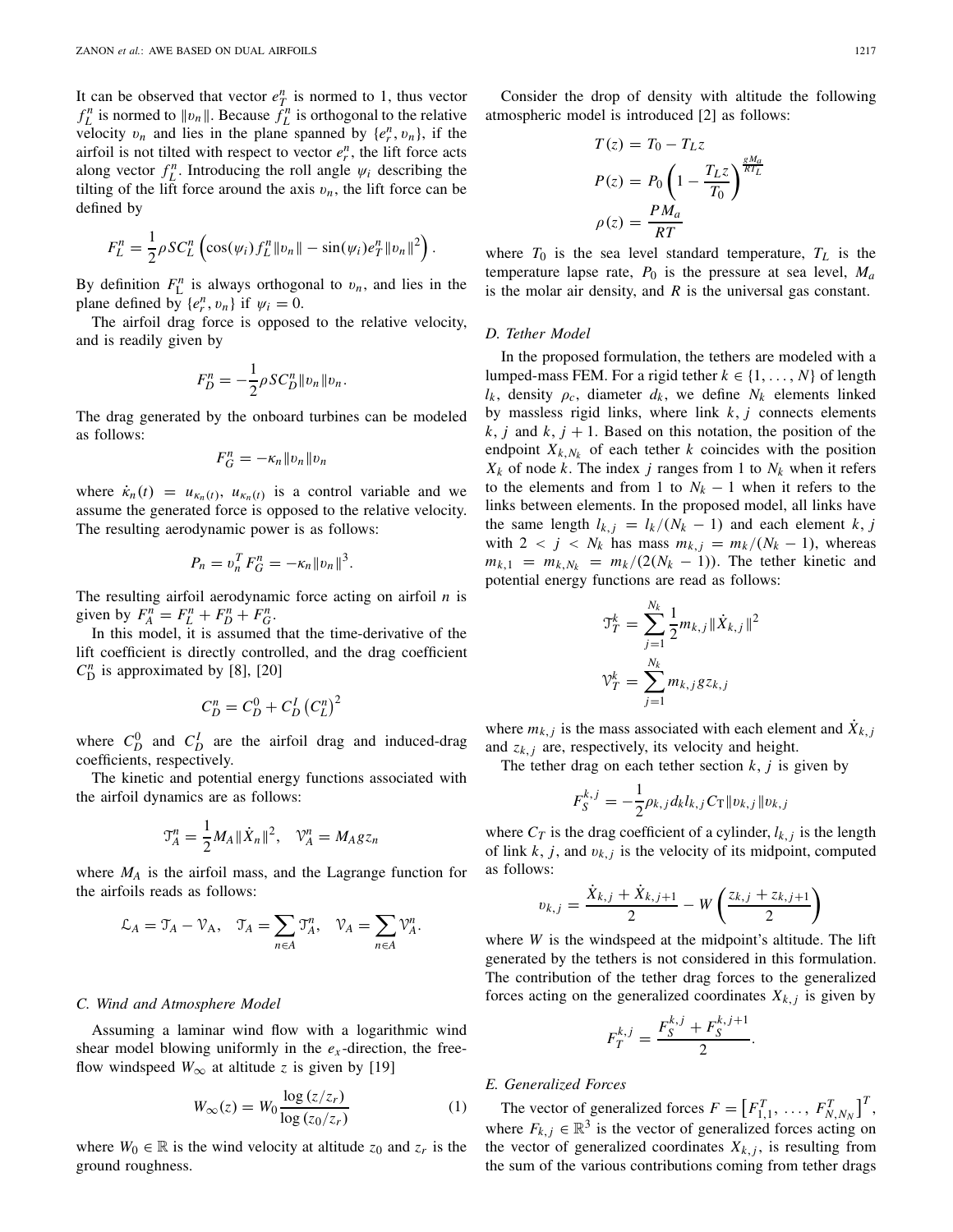It can be observed that vector $e_T^n$ is normed to 1, thus vector $f_L^n$ is normed to $\|v_n\|$. Because $f_L^n$ is orthogonal to the relative velocity $v_n$ and lies in the plane spanned by $\{e_r^n, v_n\}$, if the airfoil is not tilted with respect to vector $e_r^n$, the lift force acts along vector $f_L^n$. Introducing the roll angle $\psi_i$ describing the tilting of the lift force around the axis $v_n$, the lift force can be defined by

$$F_L^n = \frac{1}{2}\rho S C_L^n \left(\cos(\psi_i) f_L^n \|v_n\| - \sin(\psi_i) e_T^n \|v_n\|^2\right).$$

By definition $F_{\mathrm{L}}^n$ is always orthogonal to $v_n$, and lies in the plane defined by $\{e_r^n, v_n\}$ if $\psi_i = 0$.

The airfoil drag force is opposed to the relative velocity, and is readily given by

$$F_D^n = -\frac{1}{2}\rho S C_D^n \|v_n\| v_n.$$

The drag generated by the onboard turbines can be modeled as follows:

$$F_G^n = -\kappa_n \|v_n\| v_n$$

where $\dot{\kappa}_n(t) = u_{\kappa_n(t)}$, $u_{\kappa_n(t)}$ is a control variable and we assume the generated force is opposed to the relative velocity. The resulting aerodynamic power is as follows:

$$P_n = v_n^T F_G^n = -\kappa_n \|v_n\|^3.$$

The resulting airfoil aerodynamic force acting on airfoil $n$ is given by $F_A^n = F_L^n + F_D^n + F_G^n$.

In this model, it is assumed that the time-derivative of the lift coefficient is directly controlled, and the drag coefficient $C_{\mathrm{D}}^n$ is approximated by [8], [20]

$$C_D^n = C_D^0 + C_D^I \left(C_L^n\right)^2$$

where $C_D^0$ and $C_D^I$ are the airfoil drag and induced-drag coefficients, respectively.

The kinetic and potential energy functions associated with the airfoil dynamics are as follows:

$$\mathcal{T}_A^n = \frac{1}{2} M_A \|\dot{X}_n\|^2, \quad \mathcal{V}_A^n = M_A g z_n$$

where $M_A$ is the airfoil mass, and the Lagrange function for the airfoils reads as follows:

$$\mathcal{L}_A = \mathcal{T}_A - \mathcal{V}_{\mathrm{A}}, \quad \mathcal{T}_A = \sum_{n \in A} \mathcal{T}_A^n, \quad \mathcal{V}_A = \sum_{n \in A} \mathcal{V}_A^n.$$

### C. Wind and Atmosphere Model

Assuming a laminar wind flow with a logarithmic wind shear model blowing uniformly in the $e_x$-direction, the free-flow windspeed $W_\infty$ at altitude $z$ is given by [19]

$$W_\infty(z) = W_0 \frac{\log(z/z_r)}{\log(z_0/z_r)} \tag{1}$$

where $W_0 \in \mathbb{R}$ is the wind velocity at altitude $z_0$ and $z_r$ is the ground roughness.

Consider the drop of density with altitude the following atmospheric model is introduced [2] as follows:

$$T(z) = T_0 - T_L z$$

$$P(z) = P_0 \left(1 - \frac{T_L z}{T_0}\right)^{\frac{g M_a}{R T_L}}$$

$$\rho(z) = \frac{P M_a}{R T}$$

where $T_0$ is the sea level standard temperature, $T_L$ is the temperature lapse rate, $P_0$ is the pressure at sea level, $M_a$ is the molar air density, and $R$ is the universal gas constant.

### D. Tether Model

In the proposed formulation, the tethers are modeled with a lumped-mass FEM. For a rigid tether $k \in \{1, \ldots, N\}$ of length $l_k$, density $\rho_c$, diameter $d_k$, we define $N_k$ elements linked by massless rigid links, where link $k, j$ connects elements $k, j$ and $k, j+1$. Based on this notation, the position of the endpoint $X_{k,N_k}$ of each tether $k$ coincides with the position $X_k$ of node $k$. The index $j$ ranges from 1 to $N_k$ when it refers to the elements and from 1 to $N_k - 1$ when it refers to the links between elements. In the proposed model, all links have the same length $l_{k,j} = l_k/(N_k - 1)$ and each element $k, j$ with $2 < j < N_k$ has mass $m_{k,j} = m_k/(N_k - 1)$, whereas $m_{k,1} = m_{k,N_k} = m_k/(2(N_k - 1))$. The tether kinetic and potential energy functions are read as follows:

$$\mathcal{T}_T^k = \sum_{j=1}^{N_k} \frac{1}{2} m_{k,j} \|\dot{X}_{k,j}\|^2$$

$$\mathcal{V}_T^k = \sum_{j=1}^{N_k} m_{k,j} g z_{k,j}$$

where $m_{k,j}$ is the mass associated with each element and $\dot{X}_{k,j}$ and $z_{k,j}$ are, respectively, its velocity and height.

The tether drag on each tether section $k, j$ is given by

$$F_S^{k,j} = -\frac{1}{2}\rho_{k,j} d_k l_{k,j} C_{\mathrm{T}} \|v_{k,j}\| v_{k,j}$$

where $C_T$ is the drag coefficient of a cylinder, $l_{k,j}$ is the length of link $k, j$, and $v_{k,j}$ is the velocity of its midpoint, computed as follows:

$$v_{k,j} = \frac{\dot{X}_{k,j} + \dot{X}_{k,j+1}}{2} - W\left(\frac{z_{k,j} + z_{k,j+1}}{2}\right)$$

where $W$ is the windspeed at the midpoint's altitude. The lift generated by the tethers is not considered in this formulation. The contribution of the tether drag forces to the generalized forces acting on the generalized coordinates $X_{k,j}$ is given by

$$F_T^{k,j} = \frac{F_S^{k,j} + F_S^{k,j+1}}{2}.$$

### E. Generalized Forces

The vector of generalized forces $F = \left[F_{1,1}^T, \ldots, F_{N,N_N}^T\right]^T$, where $F_{k,j} \in \mathbb{R}^3$ is the vector of generalized forces acting on the vector of generalized coordinates $X_{k,j}$, is resulting from the sum of the various contributions coming from tether drags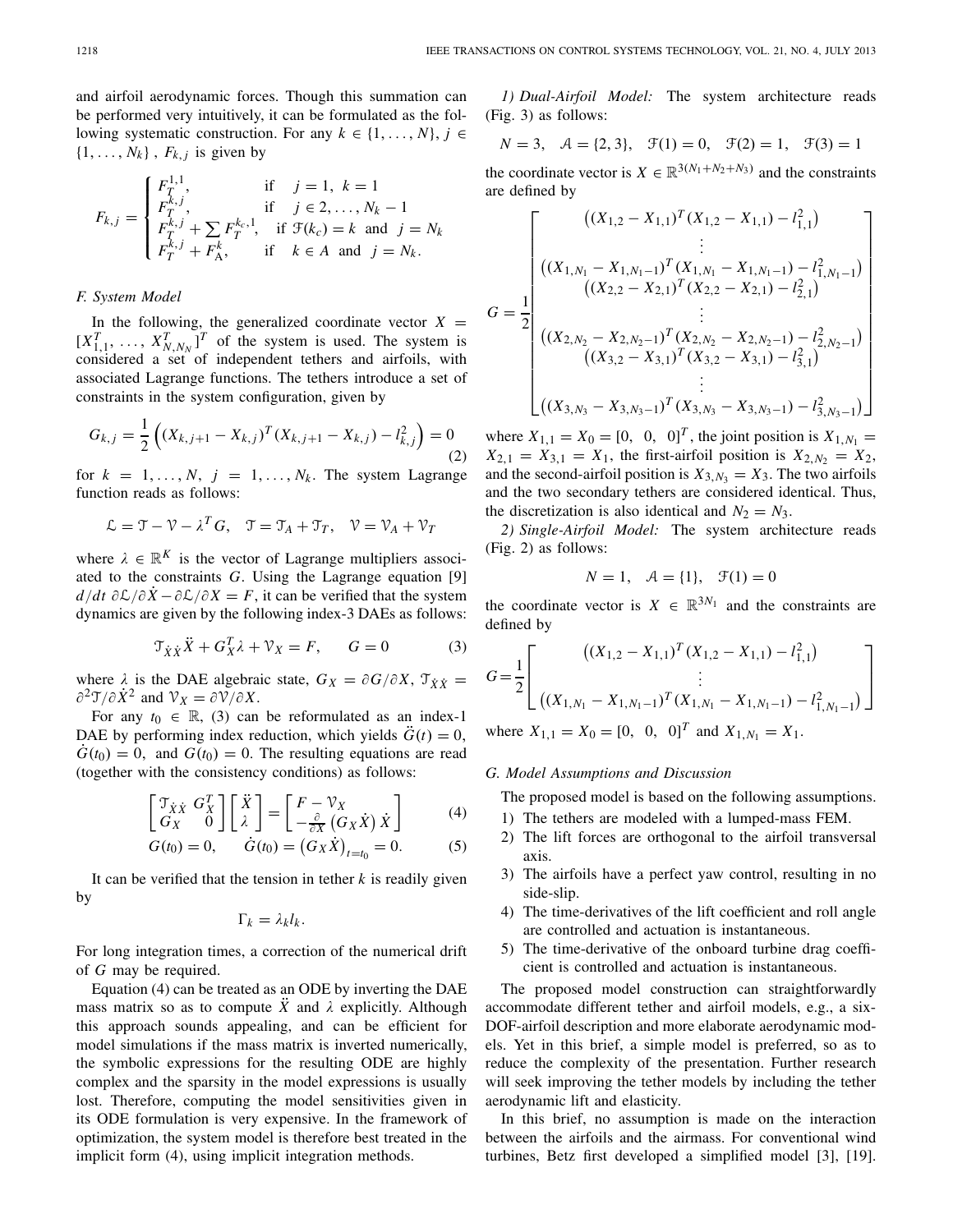and airfoil aerodynamic forces. Though this summation can be performed very intuitively, it can be formulated as the following systematic construction. For any $k \in \{1, \ldots, N\}$, $j \in \{1, \ldots, N_k\}$, $F_{k,j}$ is given by

$$
F_{k,j} = \begin{cases} F_T^{1,1}, & \text{if} \quad j = 1,\ k = 1 \\ F_T^{k,j}, & \text{if} \quad j \in 2, \ldots, N_k - 1 \\ F_T^{k,j} + \sum F_T^{k_c,1}, & \text{if}\ \mathcal{F}(k_c) = k \ \text{and}\ \ j = N_k \\ F_T^{k,j} + F_A^k, & \text{if} \quad k \in A \ \text{and}\ \ j = N_k. \end{cases}
$$

### *F. System Model*

In the following, the generalized coordinate vector $X = [X_{1,1}^T, \ldots, X_{N,N_N}^T]^T$ of the system is used. The system is considered a set of independent tethers and airfoils, with associated Lagrange functions. The tethers introduce a set of constraints in the system configuration, given by

$$
G_{k,j} = \frac{1}{2}\left((X_{k,j+1} - X_{k,j})^T (X_{k,j+1} - X_{k,j}) - l_{k,j}^2\right) = 0 \tag{2}
$$

for $k = 1, \ldots, N$, $j = 1, \ldots, N_k$. The system Lagrange function reads as follows:

$$
\mathcal{L} = \mathcal{T} - \mathcal{V} - \lambda^T G, \quad \mathcal{T} = \mathcal{T}_A + \mathcal{T}_T, \quad \mathcal{V} = \mathcal{V}_A + \mathcal{V}_T
$$

where $\lambda \in \mathbb{R}^K$ is the vector of Lagrange multipliers associated to the constraints $G$. Using the Lagrange equation [9] $d/dt\ \partial\mathcal{L}/\partial\dot{X} - \partial\mathcal{L}/\partial X = F$, it can be verified that the system dynamics are given by the following index-3 DAEs as follows:

$$
\mathcal{T}_{\dot{X}\dot{X}}\ddot{X} + G_X^T\lambda + \mathcal{V}_X = F, \qquad G = 0 \tag{3}
$$

where $\lambda$ is the DAE algebraic state, $G_X = \partial G/\partial X$, $\mathcal{T}_{\dot{X}\dot{X}} = \partial^2\mathcal{T}/\partial\dot{X}^2$ and $\mathcal{V}_X = \partial\mathcal{V}/\partial X$.

For any $t_0 \in \mathbb{R}$, (3) can be reformulated as an index-1 DAE by performing index reduction, which yields $\ddot{G}(t) = 0$, $\dot{G}(t_0) = 0$, and $G(t_0) = 0$. The resulting equations are read (together with the consistency conditions) as follows:

$$
\begin{bmatrix} \mathcal{T}_{\dot{X}\dot{X}} & G_X^T \\ G_X & 0 \end{bmatrix} \begin{bmatrix} \ddot{X} \\ \lambda \end{bmatrix} = \begin{bmatrix} F - \mathcal{V}_X \\ -\frac{\partial}{\partial X}\left(G_X\dot{X}\right)\dot{X} \end{bmatrix} \tag{4}
$$

$$
G(t_0) = 0, \qquad \dot{G}(t_0) = \left(G_X\dot{X}\right)_{t=t_0} = 0. \tag{5}
$$

It can be verified that the tension in tether $k$ is readily given by

$$
\Gamma_k = \lambda_k l_k.
$$

For long integration times, a correction of the numerical drift of $G$ may be required.

Equation (4) can be treated as an ODE by inverting the DAE mass matrix so as to compute $\ddot{X}$ and $\lambda$ explicitly. Although this approach sounds appealing, and can be efficient for model simulations if the mass matrix is inverted numerically, the symbolic expressions for the resulting ODE are highly complex and the sparsity in the model expressions is usually lost. Therefore, computing the model sensitivities given in its ODE formulation is very expensive. In the framework of optimization, the system model is therefore best treated in the implicit form (4), using implicit integration methods.

*1) Dual-Airfoil Model:* The system architecture reads (Fig. 3) as follows:

$$
N = 3, \quad \mathcal{A} = \{2, 3\}, \quad \mathcal{F}(1) = 0, \quad \mathcal{F}(2) = 1, \quad \mathcal{F}(3) = 1
$$

the coordinate vector is $X \in \mathbb{R}^{3(N_1+N_2+N_3)}$ and the constraints are defined by

$$
G = \frac{1}{2}\begin{bmatrix} \left((X_{1,2} - X_{1,1})^T(X_{1,2} - X_{1,1}) - l_{1,1}^2\right) \\ \vdots \\ \left((X_{1,N_1} - X_{1,N_1-1})^T(X_{1,N_1} - X_{1,N_1-1}) - l_{1,N_1-1}^2\right) \\ \left((X_{2,2} - X_{2,1})^T(X_{2,2} - X_{2,1}) - l_{2,1}^2\right) \\ \vdots \\ \left((X_{2,N_2} - X_{2,N_2-1})^T(X_{2,N_2} - X_{2,N_2-1}) - l_{2,N_2-1}^2\right) \\ \left((X_{3,2} - X_{3,1})^T(X_{3,2} - X_{3,1}) - l_{3,1}^2\right) \\ \vdots \\ \left((X_{3,N_3} - X_{3,N_3-1})^T(X_{3,N_3} - X_{3,N_3-1}) - l_{3,N_3-1}^2\right) \end{bmatrix}
$$

where $X_{1,1} = X_0 = [0,\ 0,\ 0]^T$, the joint position is $X_{1,N_1} = X_{2,1} = X_{3,1} = X_1$, the first-airfoil position is $X_{2,N_2} = X_2$, and the second-airfoil position is $X_{3,N_3} = X_3$. The two airfoils and the two secondary tethers are considered identical. Thus, the discretization is also identical and $N_2 = N_3$.

*2) Single-Airfoil Model:* The system architecture reads (Fig. 2) as follows:

$$
N = 1, \quad \mathcal{A} = \{1\}, \quad \mathcal{F}(1) = 0
$$

the coordinate vector is $X \in \mathbb{R}^{3N_1}$ and the constraints are defined by

$$
G = \frac{1}{2}\begin{bmatrix} \left((X_{1,2} - X_{1,1})^T(X_{1,2} - X_{1,1}) - l_{1,1}^2\right) \\ \vdots \\ \left((X_{1,N_1} - X_{1,N_1-1})^T(X_{1,N_1} - X_{1,N_1-1}) - l_{1,N_1-1}^2\right) \end{bmatrix}
$$

where $X_{1,1} = X_0 = [0,\ 0,\ 0]^T$ and $X_{1,N_1} = X_1$.

### *G. Model Assumptions and Discussion*

The proposed model is based on the following assumptions.

1) The tethers are modeled with a lumped-mass FEM.
2) The lift forces are orthogonal to the airfoil transversal axis.
3) The airfoils have a perfect yaw control, resulting in no side-slip.
4) The time-derivatives of the lift coefficient and roll angle are controlled and actuation is instantaneous.
5) The time-derivative of the onboard turbine drag coefficient is controlled and actuation is instantaneous.

The proposed model construction can straightforwardly accommodate different tether and airfoil models, e.g., a six-DOF-airfoil description and more elaborate aerodynamic models. Yet in this brief, a simple model is preferred, so as to reduce the complexity of the presentation. Further research will seek improving the tether models by including the tether aerodynamic lift and elasticity.

In this brief, no assumption is made on the interaction between the airfoils and the airmass. For conventional wind turbines, Betz first developed a simplified model [3], [19].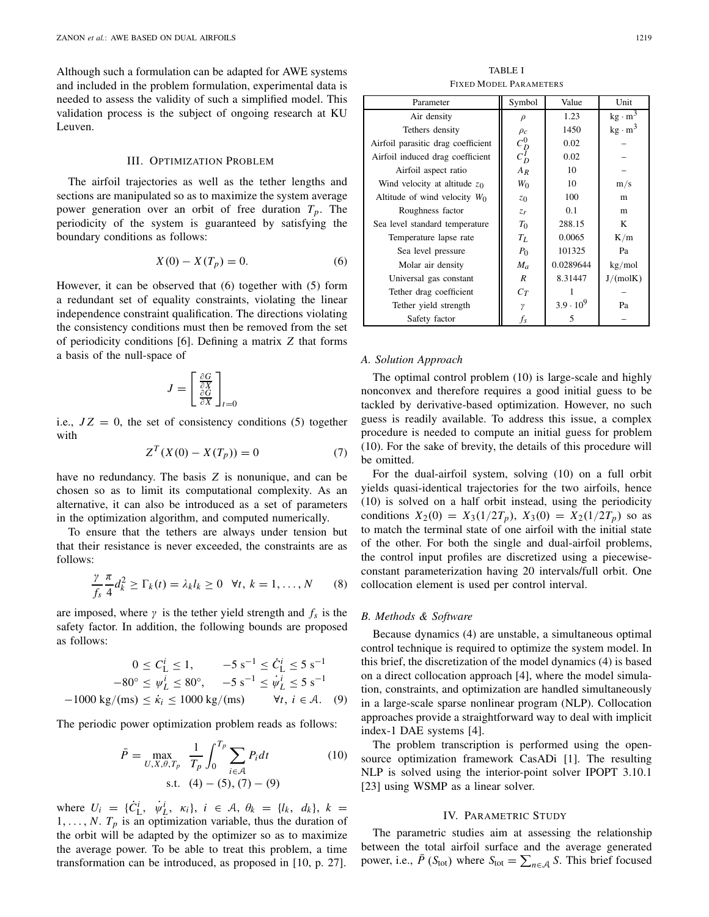Although such a formulation can be adapted for AWE systems and included in the problem formulation, experimental data is needed to assess the validity of such a simplified model. This validation process is the subject of ongoing research at KU Leuven.

## III. Optimization Problem

The airfoil trajectories as well as the tether lengths and sections are manipulated so as to maximize the system average power generation over an orbit of free duration $T_p$. The periodicity of the system is guaranteed by satisfying the boundary conditions as follows:

$$X(0) - X(T_p) = 0. \tag{6}$$

However, it can be observed that (6) together with (5) form a redundant set of equality constraints, violating the linear independence constraint qualification. The directions violating the consistency conditions must then be removed from the set of periodicity conditions [6]. Defining a matrix $Z$ that forms a basis of the null-space of

$$J = \begin{bmatrix} \frac{\partial G}{\partial X} \\ \frac{\partial \dot{G}}{\partial X} \end{bmatrix}_{t=0}$$

i.e., $JZ = 0$, the set of consistency conditions (5) together with

$$Z^T(X(0) - X(T_p)) = 0 \tag{7}$$

have no redundancy. The basis $Z$ is nonunique, and can be chosen so as to limit its computational complexity. As an alternative, it can also be introduced as a set of parameters in the optimization algorithm, and computed numerically.

To ensure that the tethers are always under tension but that their resistance is never exceeded, the constraints are as follows:

$$\frac{\gamma}{f_s}\frac{\pi}{4}d_k^2 \geq \Gamma_k(t) = \lambda_k l_k \geq 0 \quad \forall t,\ k = 1, \ldots, N \tag{8}$$

are imposed, where $\gamma$ is the tether yield strength and $f_s$ is the safety factor. In addition, the following bounds are proposed as follows:

$$\begin{aligned} 0 \leq C_L^i \leq 1, \qquad & -5\ \text{s}^{-1} \leq \dot{C}_L^i \leq 5\ \text{s}^{-1} \\ -80^\circ \leq \psi_L^i \leq 80^\circ, \qquad & -5\ \text{s}^{-1} \leq \dot{\psi}_L^i \leq 5\ \text{s}^{-1} \\ -1000\ \text{kg/(ms)} \leq \dot{\kappa}_i \leq 1000\ \text{kg/(ms)} \qquad & \forall t,\ i \in \mathcal{A}. \end{aligned} \tag{9}$$

The periodic power optimization problem reads as follows:

$$\begin{aligned} \bar{P} = \max_{U,X,\theta,T_p} \quad & \frac{1}{T_p}\int_0^{T_p} \sum_{i \in \mathcal{A}} P_i\, dt \\ \text{s.t.} \quad & (4)-(5), (7)-(9) \end{aligned} \tag{10}$$

where $U_i = \{\dot{C}_L^i,\ \dot{\psi}_L^i,\ \kappa_i\}$, $i \in \mathcal{A}$, $\theta_k = \{l_k,\ d_k\}$, $k = 1, \ldots, N$. $T_p$ is an optimization variable, thus the duration of the orbit will be adapted by the optimizer so as to maximize the average power. To be able to treat this problem, a time transformation can be introduced, as proposed in [10, p. 27].

TABLE I
FIXED MODEL PARAMETERS

| Parameter | Symbol | Value | Unit |
|---|---|---|---|
| Air density | $\rho$ | 1.23 | $\text{kg} \cdot \text{m}^3$ |
| Tethers density | $\rho_c$ | 1450 | $\text{kg} \cdot \text{m}^3$ |
| Airfoil parasitic drag coefficient | $C_D^0$ | 0.02 | – |
| Airfoil induced drag coefficient | $C_D^I$ | 0.02 | – |
| Airfoil aspect ratio | $A_R$ | 10 | – |
| Wind velocity at altitude $z_0$ | $W_0$ | 10 | m/s |
| Altitude of wind velocity $W_0$ | $z_0$ | 100 | m |
| Roughness factor | $z_r$ | 0.1 | m |
| Sea level standard temperature | $T_0$ | 288.15 | K |
| Temperature lapse rate | $T_L$ | 0.0065 | K/m |
| Sea level pressure | $P_0$ | 101325 | Pa |
| Molar air density | $M_a$ | 0.0289644 | kg/mol |
| Universal gas constant | $R$ | 8.31447 | J/(molK) |
| Tether drag coefficient | $C_T$ | 1 | – |
| Tether yield strength | $\gamma$ | $3.9 \cdot 10^9$ | Pa |
| Safety factor | $f_s$ | 5 | – |

### A. Solution Approach

The optimal control problem (10) is large-scale and highly nonconvex and therefore requires a good initial guess to be tackled by derivative-based optimization. However, no such guess is readily available. To address this issue, a complex procedure is needed to compute an initial guess for problem (10). For the sake of brevity, the details of this procedure will be omitted.

For the dual-airfoil system, solving (10) on a full orbit yields quasi-identical trajectories for the two airfoils, hence (10) is solved on a half orbit instead, using the periodicity conditions $X_2(0) = X_3(1/2T_p)$, $X_3(0) = X_2(1/2T_p)$ so as to match the terminal state of one airfoil with the initial state of the other. For both the single and dual-airfoil problems, the control input profiles are discretized using a piecewise-constant parameterization having 20 intervals/full orbit. One collocation element is used per control interval.

### B. Methods & Software

Because dynamics (4) are unstable, a simultaneous optimal control technique is required to optimize the system model. In this brief, the discretization of the model dynamics (4) is based on a direct collocation approach [4], where the model simulation, constraints, and optimization are handled simultaneously in a large-scale sparse nonlinear program (NLP). Collocation approaches provide a straightforward way to deal with implicit index-1 DAE systems [4].

The problem transcription is performed using the open-source optimization framework CasADi [1]. The resulting NLP is solved using the interior-point solver IPOPT 3.10.1 [23] using WSMP as a linear solver.

## IV. Parametric Study

The parametric studies aim at assessing the relationship between the total airfoil surface and the average generated power, i.e., $\bar{P}\,(S_{\text{tot}})$ where $S_{\text{tot}} = \sum_{n \in \mathcal{A}} S$. This brief focused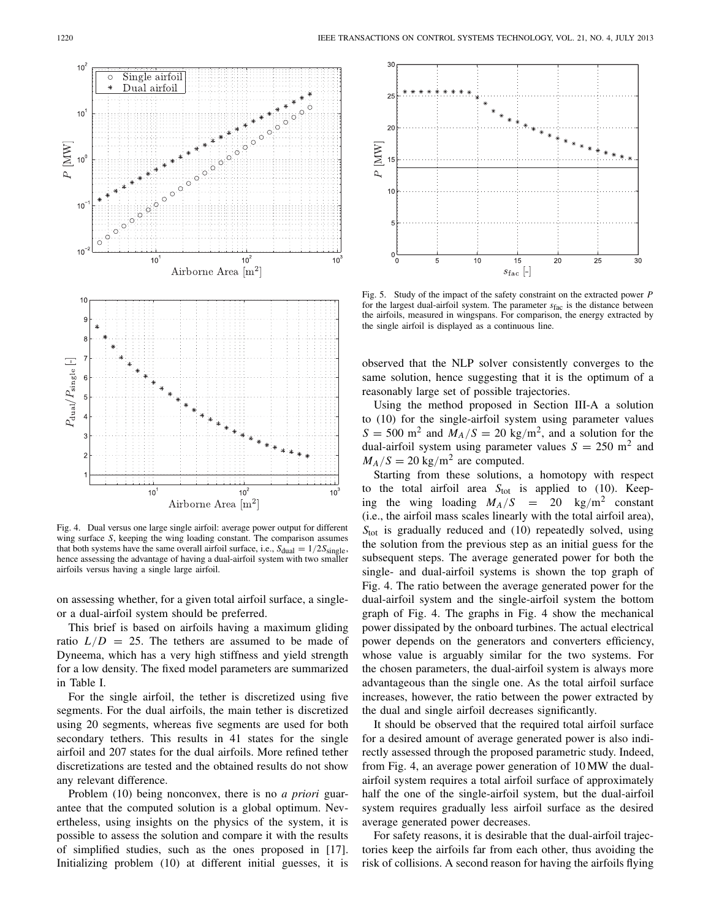Fig. 4. Dual versus one large single airfoil: average power output for different wing surface $S$, keeping the wing loading constant. The comparison assumes that both systems have the same overall airfoil surface, i.e., $S_{\text{dual}} = 1/2 S_{\text{single}}$, hence assessing the advantage of having a dual-airfoil system with two smaller airfoils versus having a single large airfoil.

Fig. 5. Study of the impact of the safety constraint on the extracted power $P$ for the largest dual-airfoil system. The parameter $s_{\text{fac}}$ is the distance between the airfoils, measured in wingspans. For comparison, the energy extracted by the single airfoil is displayed as a continuous line.

on assessing whether, for a given total airfoil surface, a single- or a dual-airfoil system should be preferred.

This brief is based on airfoils having a maximum gliding ratio $L/D = 25$. The tethers are assumed to be made of Dyneema, which has a very high stiffness and yield strength for a low density. The fixed model parameters are summarized in Table I.

For the single airfoil, the tether is discretized using five segments. For the dual airfoils, the main tether is discretized using 20 segments, whereas five segments are used for both secondary tethers. This results in 41 states for the single airfoil and 207 states for the dual airfoils. More refined tether discretizations are tested and the obtained results do not show any relevant difference.

Problem (10) being nonconvex, there is no *a priori* guarantee that the computed solution is a global optimum. Nevertheless, using insights on the physics of the system, it is possible to assess the solution and compare it with the results of simplified studies, such as the ones proposed in [17]. Initializing problem (10) at different initial guesses, it is observed that the NLP solver consistently converges to the same solution, hence suggesting that it is the optimum of a reasonably large set of possible trajectories.

Using the method proposed in Section III-A a solution to (10) for the single-airfoil system using parameter values $S = 500$ m$^2$ and $M_A/S = 20$ kg/m$^2$, and a solution for the dual-airfoil system using parameter values $S = 250$ m$^2$ and $M_A/S = 20$ kg/m$^2$ are computed.

Starting from these solutions, a homotopy with respect to the total airfoil area $S_{\text{tot}}$ is applied to (10). Keeping the wing loading $M_A/S = 20$ kg/m$^2$ constant (i.e., the airfoil mass scales linearly with the total airfoil area), $S_{\text{tot}}$ is gradually reduced and (10) repeatedly solved, using the solution from the previous step as an initial guess for the subsequent steps. The average generated power for both the single- and dual-airfoil systems is shown the top graph of Fig. 4. The ratio between the average generated power for the dual-airfoil system and the single-airfoil system the bottom graph of Fig. 4. The graphs in Fig. 4 show the mechanical power dissipated by the onboard turbines. The actual electrical power depends on the generators and converters efficiency, whose value is arguably similar for the two systems. For the chosen parameters, the dual-airfoil system is always more advantageous than the single one. As the total airfoil surface increases, however, the ratio between the power extracted by the dual and single airfoil decreases significantly.

It should be observed that the required total airfoil surface for a desired amount of average generated power is also indirectly assessed through the proposed parametric study. Indeed, from Fig. 4, an average power generation of 10 MW the dual-airfoil system requires a total airfoil surface of approximately half the one of the single-airfoil system, but the dual-airfoil system requires gradually less airfoil surface as the desired average generated power decreases.

For safety reasons, it is desirable that the dual-airfoil trajectories keep the airfoils far from each other, thus avoiding the risk of collisions. A second reason for having the airfoils flying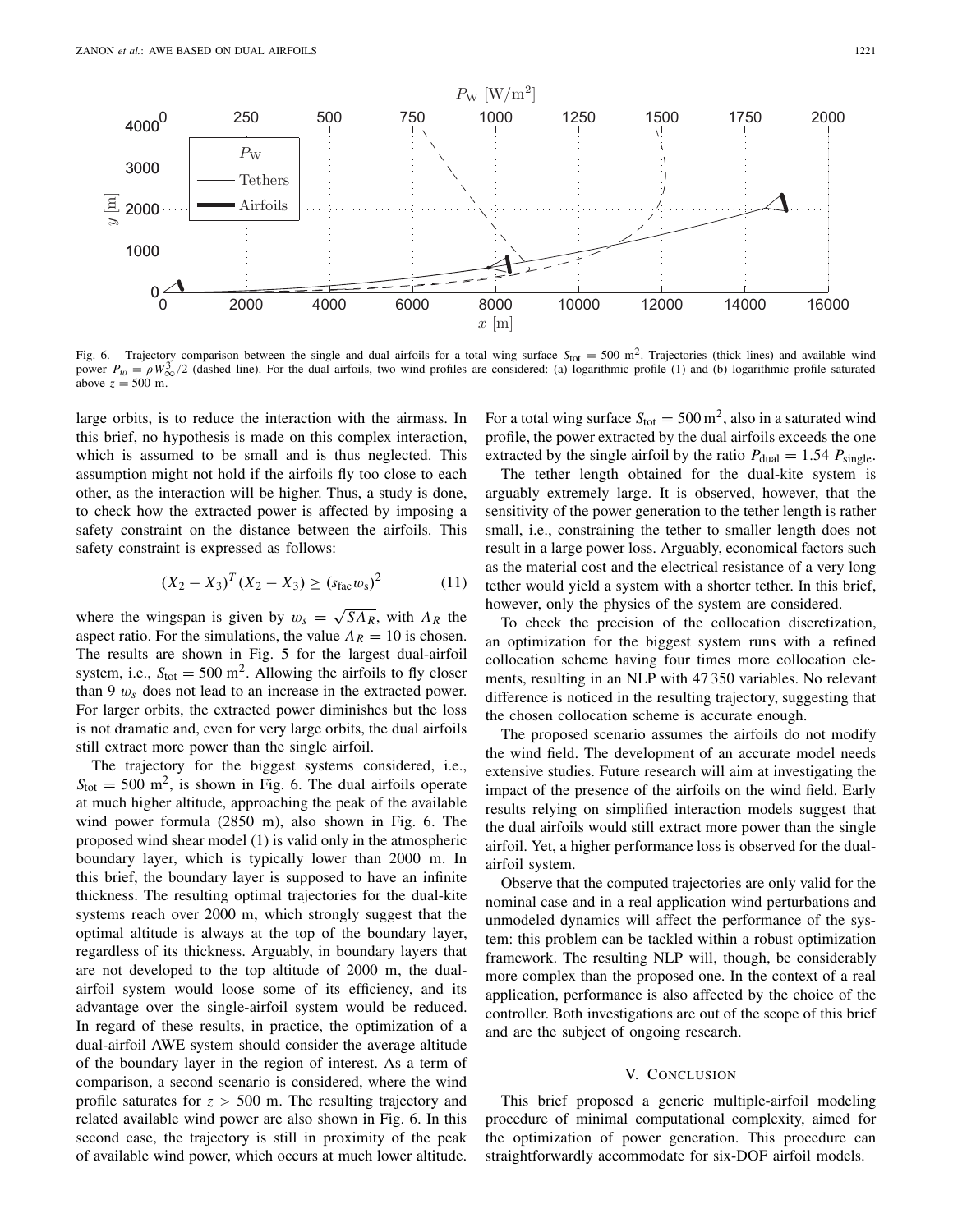$P_{\rm W}$ [W/m$^2$]

0 250 500 750 1000 1250 1500 1750 2000

4000 3000 2000 1000 0

$y$ [m]

$P_{\rm W}$

Tethers

Airfoils

0 2000 4000 6000 8000 10000 12000 14000 16000

$x$ [m]

Fig. 6. Trajectory comparison between the single and dual airfoils for a total wing surface $S_{\rm tot} = 500$ m$^2$. Trajectories (thick lines) and available wind power $P_w = \rho W_\infty^3/2$ (dashed line). For the dual airfoils, two wind profiles are considered: (a) logarithmic profile (1) and (b) logarithmic profile saturated above $z = 500$ m.

large orbits, is to reduce the interaction with the airmass. In this brief, no hypothesis is made on this complex interaction, which is assumed to be small and is thus neglected. This assumption might not hold if the airfoils fly too close to each other, as the interaction will be higher. Thus, a study is done, to check how the extracted power is affected by imposing a safety constraint on the distance between the airfoils. This safety constraint is expressed as follows:

$$(X_2 - X_3)^T (X_2 - X_3) \geq (s_{\rm fac} w_{\rm s})^2 \tag{11}$$

where the wingspan is given by $w_s = \sqrt{SA_R}$, with $A_R$ the aspect ratio. For the simulations, the value $A_R = 10$ is chosen. The results are shown in Fig. 5 for the largest dual-airfoil system, i.e., $S_{\rm tot} = 500$ m$^2$. Allowing the airfoils to fly closer than 9 $w_s$ does not lead to an increase in the extracted power. For larger orbits, the extracted power diminishes but the loss is not dramatic and, even for very large orbits, the dual airfoils still extract more power than the single airfoil.

The trajectory for the biggest systems considered, i.e., $S_{\rm tot} = 500$ m$^2$, is shown in Fig. 6. The dual airfoils operate at much higher altitude, approaching the peak of the available wind power formula (2850 m), also shown in Fig. 6. The proposed wind shear model (1) is valid only in the atmospheric boundary layer, which is typically lower than 2000 m. In this brief, the boundary layer is supposed to have an infinite thickness. The resulting optimal trajectories for the dual-kite systems reach over 2000 m, which strongly suggest that the optimal altitude is always at the top of the boundary layer, regardless of its thickness. Arguably, in boundary layers that are not developed to the top altitude of 2000 m, the dual-airfoil system would loose some of its efficiency, and its advantage over the single-airfoil system would be reduced. In regard of these results, in practice, the optimization of a dual-airfoil AWE system should consider the average altitude of the boundary layer in the region of interest. As a term of comparison, a second scenario is considered, where the wind profile saturates for $z > 500$ m. The resulting trajectory and related available wind power are also shown in Fig. 6. In this second case, the trajectory is still in proximity of the peak of available wind power, which occurs at much lower altitude. For a total wing surface $S_{\rm tot} = 500\,{\rm m}^2$, also in a saturated wind profile, the power extracted by the dual airfoils exceeds the one extracted by the single airfoil by the ratio $P_{\rm dual} = 1.54\ P_{\rm single}$.

The tether length obtained for the dual-kite system is arguably extremely large. It is observed, however, that the sensitivity of the power generation to the tether length is rather small, i.e., constraining the tether to smaller length does not result in a large power loss. Arguably, economical factors such as the material cost and the electrical resistance of a very long tether would yield a system with a shorter tether. In this brief, however, only the physics of the system are considered.

To check the precision of the collocation discretization, an optimization for the biggest system runs with a refined collocation scheme having four times more collocation elements, resulting in an NLP with 47 350 variables. No relevant difference is noticed in the resulting trajectory, suggesting that the chosen collocation scheme is accurate enough.

The proposed scenario assumes the airfoils do not modify the wind field. The development of an accurate model needs extensive studies. Future research will aim at investigating the impact of the presence of the airfoils on the wind field. Early results relying on simplified interaction models suggest that the dual airfoils would still extract more power than the single airfoil. Yet, a higher performance loss is observed for the dual-airfoil system.

Observe that the computed trajectories are only valid for the nominal case and in a real application wind perturbations and unmodeled dynamics will affect the performance of the system: this problem can be tackled within a robust optimization framework. The resulting NLP will, though, be considerably more complex than the proposed one. In the context of a real application, performance is also affected by the choice of the controller. Both investigations are out of the scope of this brief and are the subject of ongoing research.

## V. Conclusion

This brief proposed a generic multiple-airfoil modeling procedure of minimal computational complexity, aimed for the optimization of power generation. This procedure can straightforwardly accommodate for six-DOF airfoil models.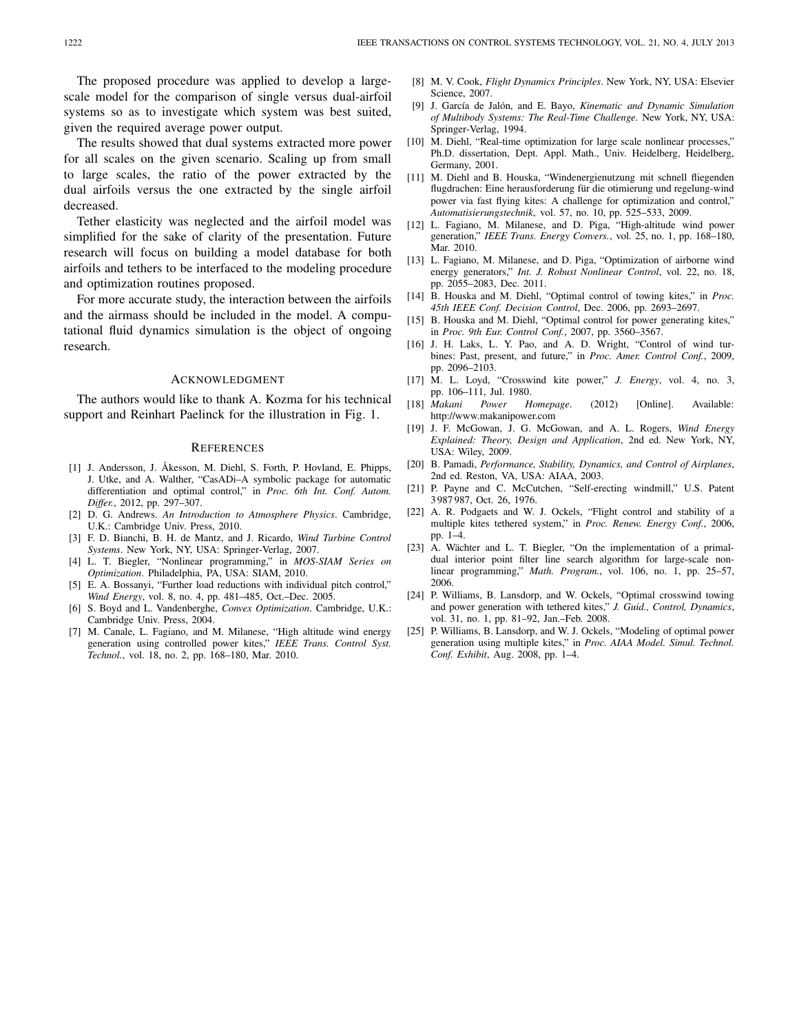The proposed procedure was applied to develop a large-scale model for the comparison of single versus dual-airfoil systems so as to investigate which system was best suited, given the required average power output.

The results showed that dual systems extracted more power for all scales on the given scenario. Scaling up from small to large scales, the ratio of the power extracted by the dual airfoils versus the one extracted by the single airfoil decreased.

Tether elasticity was neglected and the airfoil model was simplified for the sake of clarity of the presentation. Future research will focus on building a model database for both airfoils and tethers to be interfaced to the modeling procedure and optimization routines proposed.

For more accurate study, the interaction between the airfoils and the airmass should be included in the model. A computational fluid dynamics simulation is the object of ongoing research.

## Acknowledgment

The authors would like to thank A. Kozma for his technical support and Reinhart Paelinck for the illustration in Fig. 1.

## References

[1] J. Andersson, J. Åkesson, M. Diehl, S. Forth, P. Hovland, E. Phipps, J. Utke, and A. Walther, "CasADi–A symbolic package for automatic differentiation and optimal control," in *Proc. 6th Int. Conf. Autom. Differ.*, 2012, pp. 297–307.

[2] D. G. Andrews. *An Introduction to Atmosphere Physics*. Cambridge, U.K.: Cambridge Univ. Press, 2010.

[3] F. D. Bianchi, B. H. de Mantz, and J. Ricardo, *Wind Turbine Control Systems*. New York, NY, USA: Springer-Verlag, 2007.

[4] L. T. Biegler, "Nonlinear programming," in *MOS-SIAM Series on Optimization*. Philadelphia, PA, USA: SIAM, 2010.

[5] E. A. Bossanyi, "Further load reductions with individual pitch control," *Wind Energy*, vol. 8, no. 4, pp. 481–485, Oct.–Dec. 2005.

[6] S. Boyd and L. Vandenberghe, *Convex Optimization*. Cambridge, U.K.: Cambridge Univ. Press, 2004.

[7] M. Canale, L. Fagiano, and M. Milanese, "High altitude wind energy generation using controlled power kites," *IEEE Trans. Control Syst. Technol.*, vol. 18, no. 2, pp. 168–180, Mar. 2010.

[8] M. V. Cook, *Flight Dynamics Principles*. New York, NY, USA: Elsevier Science, 2007.

[9] J. García de Jalón, and E. Bayo, *Kinematic and Dynamic Simulation of Multibody Systems: The Real-Time Challenge*. New York, NY, USA: Springer-Verlag, 1994.

[10] M. Diehl, "Real-time optimization for large scale nonlinear processes," Ph.D. dissertation, Dept. Appl. Math., Univ. Heidelberg, Heidelberg, Germany, 2001.

[11] M. Diehl and B. Houska, "Windenergienutzung mit schnell fliegenden flugdrachen: Eine herausforderung für die otimierung und regelung-wind power via fast flying kites: A challenge for optimization and control," *Automatisierungstechnik*, vol. 57, no. 10, pp. 525–533, 2009.

[12] L. Fagiano, M. Milanese, and D. Piga, "High-altitude wind power generation," *IEEE Trans. Energy Convers.*, vol. 25, no. 1, pp. 168–180, Mar. 2010.

[13] L. Fagiano, M. Milanese, and D. Piga, "Optimization of airborne wind energy generators," *Int. J. Robust Nonlinear Control*, vol. 22, no. 18, pp. 2055–2083, Dec. 2011.

[14] B. Houska and M. Diehl, "Optimal control of towing kites," in *Proc. 45th IEEE Conf. Decision Control*, Dec. 2006, pp. 2693–2697.

[15] B. Houska and M. Diehl, "Optimal control for power generating kites," in *Proc. 9th Eur. Control Conf.*, 2007, pp. 3560–3567.

[16] J. H. Laks, L. Y. Pao, and A. D. Wright, "Control of wind turbines: Past, present, and future," in *Proc. Amer. Control Conf.*, 2009, pp. 2096–2103.

[17] M. L. Loyd, "Crosswind kite power," *J. Energy*, vol. 4, no. 3, pp. 106–111, Jul. 1980.

[18] *Makani Power Homepage*. (2012) [Online]. Available: http://www.makanipower.com

[19] J. F. McGowan, J. G. McGowan, and A. L. Rogers, *Wind Energy Explained: Theory, Design and Application*, 2nd ed. New York, NY, USA: Wiley, 2009.

[20] B. Pamadi, *Performance, Stability, Dynamics, and Control of Airplanes*, 2nd ed. Reston, VA, USA: AIAA, 2003.

[21] P. Payne and C. McCutchen, "Self-erecting windmill," U.S. Patent 3 987 987, Oct. 26, 1976.

[22] A. R. Podgaets and W. J. Ockels, "Flight control and stability of a multiple kites tethered system," in *Proc. Renew. Energy Conf.*, 2006, pp. 1–4.

[23] A. Wächter and L. T. Biegler, "On the implementation of a primal-dual interior point filter line search algorithm for large-scale nonlinear programming," *Math. Program.*, vol. 106, no. 1, pp. 25–57, 2006.

[24] P. Williams, B. Lansdorp, and W. Ockels, "Optimal crosswind towing and power generation with tethered kites," *J. Guid., Control, Dynamics*, vol. 31, no. 1, pp. 81–92, Jan.–Feb. 2008.

[25] P. Williams, B. Lansdorp, and W. J. Ockels, "Modeling of optimal power generation using multiple kites," in *Proc. AIAA Model. Simul. Technol. Conf. Exhibit*, Aug. 2008, pp. 1–4.